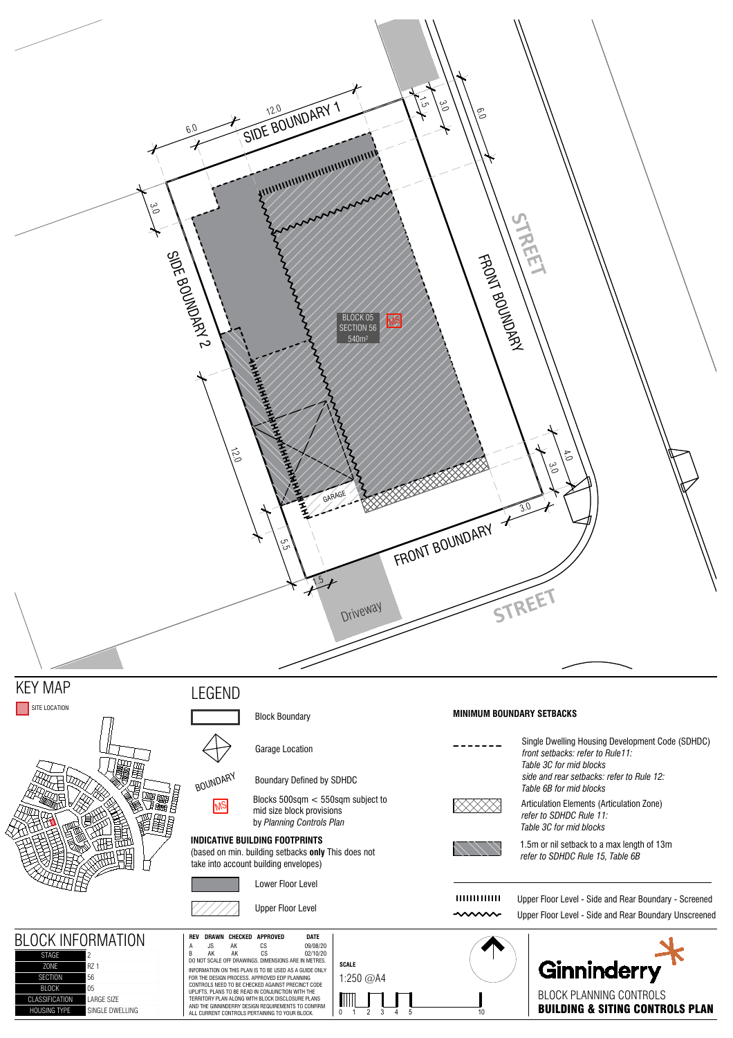SIDE BOUNDARY 1

SIDE BOUNDARY 2

FRONT BOUNDARY

FRONT BOUNDARY

STREET

STREET

Driveway

GARAGE

BLOCK 05
SECTION 56
540m²

MS

6.0 12.0 3.0 12.0 5.5 1.5 1.5 3.0 6.0 4.0 3.0 3.0

## KEY MAP

SITE LOCATION

## LEGEND

- Block Boundary
- Garage Location
- BOUNDARY — Boundary Defined by SDHDC
- MS — Blocks 500sqm < 550sqm subject to mid size block provisions by *Planning Controls Plan*

**INDICATIVE BUILDING FOOTPRINTS**
(based on min. building setbacks **only** This does not take into account building envelopes)

- Lower Floor Level
- Upper Floor Level

**MINIMUM BOUNDARY SETBACKS**

- Single Dwelling Housing Development Code (SDHDC) *front setbacks: refer to Rule11: Table 3C for mid blocks side and rear setbacks: refer to Rule 12: Table 6B for mid blocks*
- Articulation Elements (Articulation Zone) *refer to SDHDC Rule 11: Table 3C for mid blocks*
- 1.5m or nil setback to a max length of 13m *refer to SDHDC Rule 15, Table 6B*
- Upper Floor Level - Side and Rear Boundary - Screened
- Upper Floor Level - Side and Rear Boundary Unscreened

## BLOCK INFORMATION

| | |
|---|---|
| STAGE | 2 |
| ZONE | RZ 1 |
| SECTION | 56 |
| BLOCK | 05 |
| CLASSIFICATION | LARGE SIZE |
| HOUSING TYPE | SINGLE DWELLING |

| REV | DRAWN | CHECKED | APPROVED | DATE |
|---|---|---|---|---|
| A | JS | AK | CS | 09/08/20 |
| B | AK | AK | CS | 02/10/20 |

DO NOT SCALE OFF DRAWINGS. DIMENSIONS ARE IN METRES.

INFORMATION ON THIS PLAN IS TO BE USED AS A GUIDE ONLY FOR THE DESIGN PROCESS. APPROVED EDP PLANNING CONTROLS NEED TO BE CHECKED AGAINST PRECINCT CODE UPLIFTS. PLANS TO BE READ IN CONJUNCTION WITH THE TERRITORY PLAN ALONG WITH BLOCK DISCLOSURE PLANS AND THE GINNINDERRY DESIGN REQUIREMENTS TO CONFIRM ALL CURRENT CONTROLS PERTAINING TO YOUR BLOCK.

**SCALE**
1:250 @A4

0 1 2 3 4 5 10

Ginninderry

BLOCK PLANNING CONTROLS
**BUILDING & SITING CONTROLS PLAN**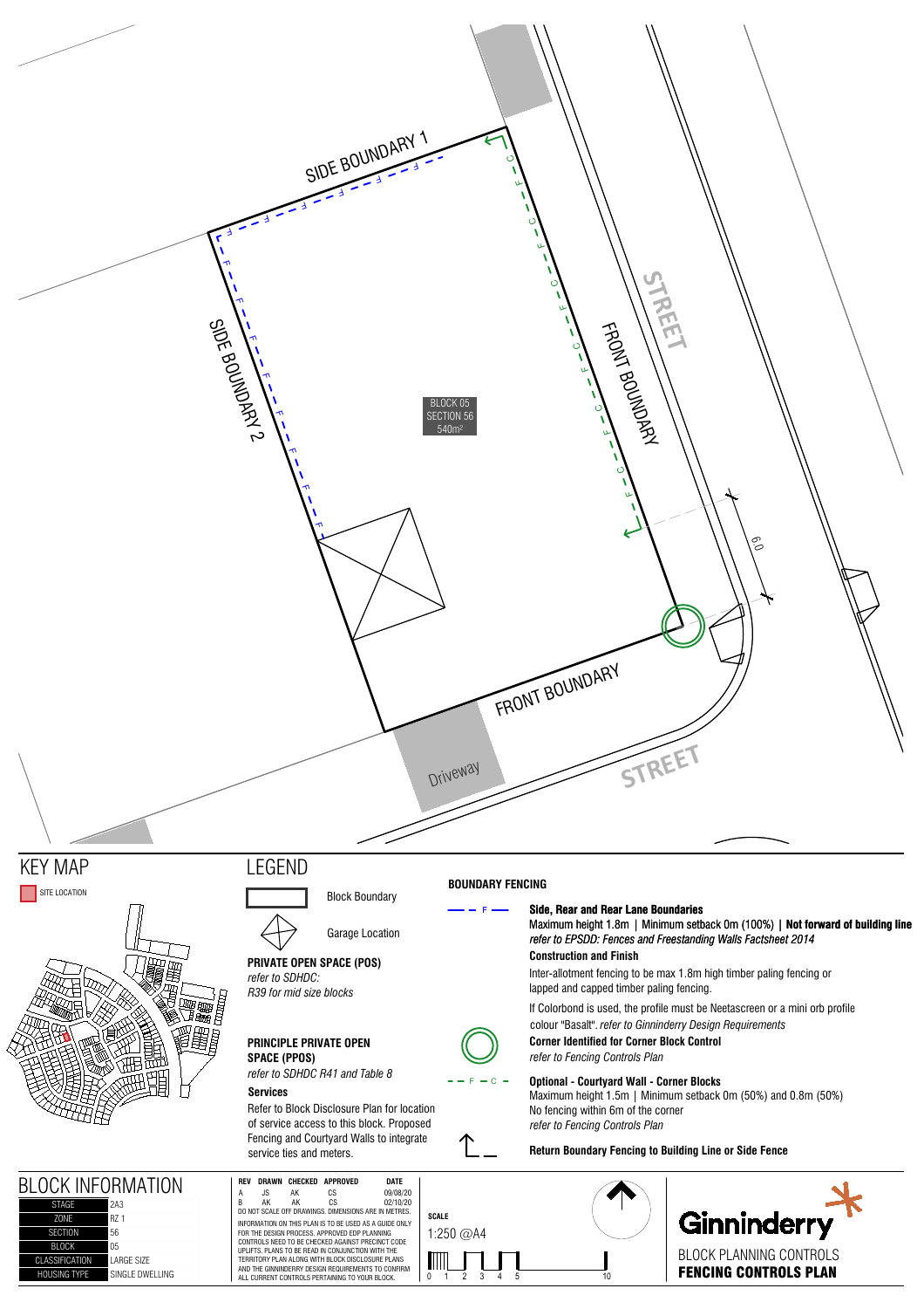SIDE BOUNDARY 1

SIDE BOUNDARY 2

FRONT BOUNDARY

FRONT BOUNDARY

STREET

STREET

BLOCK 05
SECTION 56
540m²

Driveway

6.0

## KEY MAP

SITE LOCATION

## LEGEND

Block Boundary

Garage Location

**PRIVATE OPEN SPACE (POS)**
*refer to SDHDC:*
*R39 for mid size blocks*

**PRINCIPLE PRIVATE OPEN SPACE (PPOS)**
*refer to SDHDC R41 and Table 8*

**Services**
Refer to Block Disclosure Plan for location of service access to this block. Proposed Fencing and Courtyard Walls to integrate service ties and meters.

**BOUNDARY FENCING**

**Side, Rear and Rear Lane Boundaries**
Maximum height 1.8m | Minimum setback 0m (100%) | **Not forward of building line**
*refer to EPSDD: Fences and Freestanding Walls Factsheet 2014*

**Construction and Finish**
Inter-allotment fencing to be max 1.8m high timber paling fencing or lapped and capped timber paling fencing.

If Colorbond is used, the profile must be Neetascreen or a mini orb profile colour "Basalt". *refer to Ginninderry Design Requirements*

**Corner Identified for Corner Block Control**
*refer to Fencing Controls Plan*

**Optional - Courtyard Wall - Corner Blocks**
Maximum height 1.5m | Minimum setback 0m (50%) and 0.8m (50%)
No fencing within 6m of the corner
*refer to Fencing Controls Plan*

**Return Boundary Fencing to Building Line or Side Fence**

## BLOCK INFORMATION

| | |
|---|---|
| STAGE | 2A3 |
| ZONE | RZ 1 |
| SECTION | 56 |
| BLOCK | 05 |
| CLASSIFICATION | LARGE SIZE |
| HOUSING TYPE | SINGLE DWELLING |

| REV | DRAWN | CHECKED | APPROVED | DATE |
|---|---|---|---|---|
| A | JS | AK | CS | 09/08/20 |
| B | AK | AK | CS | 02/10/20 |

DO NOT SCALE OFF DRAWINGS. DIMENSIONS ARE IN METRES.

INFORMATION ON THIS PLAN IS TO BE USED AS A GUIDE ONLY FOR THE DESIGN PROCESS. APPROVED EDP PLANNING CONTROLS NEED TO BE CHECKED AGAINST PRECINCT CODE UPLIFTS. PLANS TO BE READ IN CONJUNCTION WITH THE TERRITORY PLAN ALONG WITH BLOCK DISCLOSURE PLANS AND THE GINNINDERRY DESIGN REQUIREMENTS TO CONFIRM ALL CURRENT CONTROLS PERTAINING TO YOUR BLOCK.

**SCALE**
1:250 @A4

0 1 2 3 4 5 10

Ginninderry

BLOCK PLANNING CONTROLS
**FENCING CONTROLS PLAN**